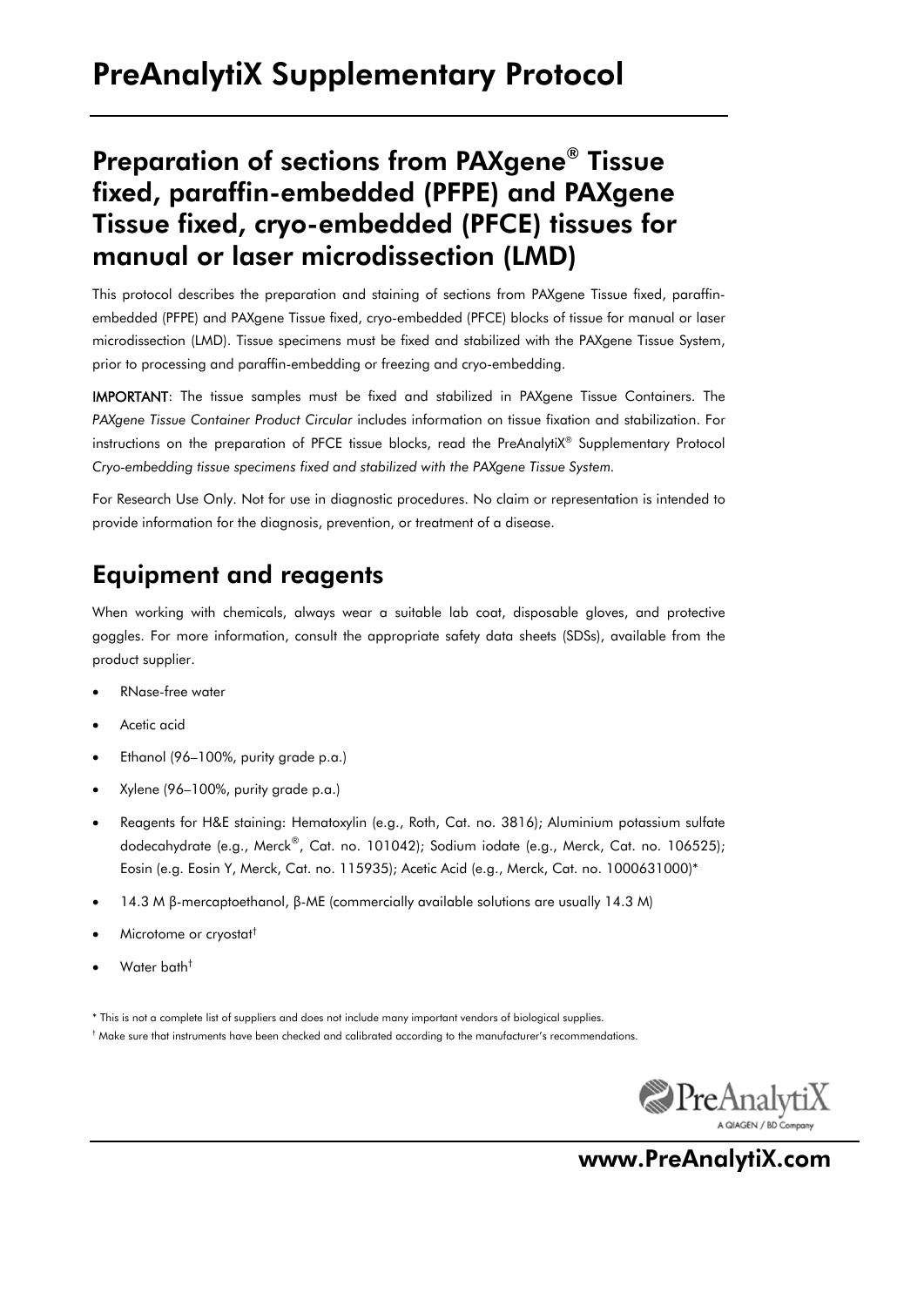# PreAnalytiX Supplementary Protocol

## Preparation of sections from PAXgene® Tissue fixed, paraffin-embedded (PFPE) and PAXgene Tissue fixed, cryo-embedded (PFCE) tissues for manual or laser microdissection (LMD)

This protocol describes the preparation and staining of sections from PAXgene Tissue fixed, paraffin-embedded (PFPE) and PAXgene Tissue fixed, cryo-embedded (PFCE) blocks of tissue for manual or laser microdissection (LMD). Tissue specimens must be fixed and stabilized with the PAXgene Tissue System, prior to processing and paraffin-embedding or freezing and cryo-embedding.

**IMPORTANT**: The tissue samples must be fixed and stabilized in PAXgene Tissue Containers. The *PAXgene Tissue Container Product Circular* includes information on tissue fixation and stabilization. For instructions on the preparation of PFCE tissue blocks, read the PreAnalytiX® Supplementary Protocol *Cryo-embedding tissue specimens fixed and stabilized with the PAXgene Tissue System.*

For Research Use Only. Not for use in diagnostic procedures. No claim or representation is intended to provide information for the diagnosis, prevention, or treatment of a disease.

## Equipment and reagents

When working with chemicals, always wear a suitable lab coat, disposable gloves, and protective goggles. For more information, consult the appropriate safety data sheets (SDSs), available from the product supplier.

- RNase-free water
- Acetic acid
- Ethanol (96–100%, purity grade p.a.)
- Xylene (96–100%, purity grade p.a.)
- Reagents for H&E staining: Hematoxylin (e.g., Roth, Cat. no. 3816); Aluminium potassium sulfate dodecahydrate (e.g., Merck®, Cat. no. 101042); Sodium iodate (e.g., Merck, Cat. no. 106525); Eosin (e.g. Eosin Y, Merck, Cat. no. 115935); Acetic Acid (e.g., Merck, Cat. no. 1000631000)*
- 14.3 M β-mercaptoethanol, β-ME (commercially available solutions are usually 14.3 M)
- Microtome or cryostat†
- Water bath†

\* This is not a complete list of suppliers and does not include many important vendors of biological supplies.

† Make sure that instruments have been checked and calibrated according to the manufacturer's recommendations.

www.PreAnalytiX.com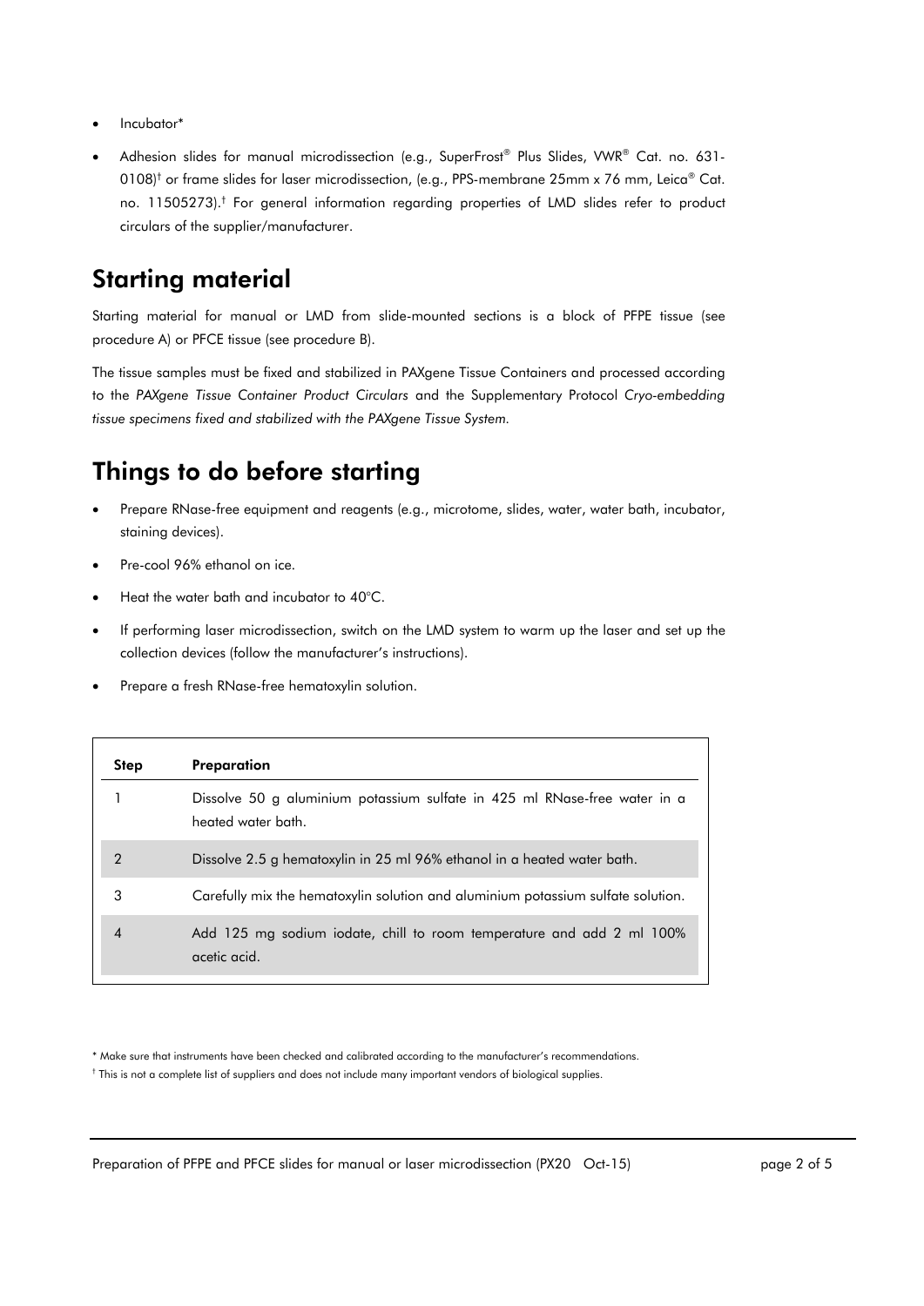- Incubator*
- Adhesion slides for manual microdissection (e.g., SuperFrost® Plus Slides, VWR® Cat. no. 631-0108)† or frame slides for laser microdissection, (e.g., PPS-membrane 25mm x 76 mm, Leica® Cat. no. 11505273).† For general information regarding properties of LMD slides refer to product circulars of the supplier/manufacturer.

## Starting material

Starting material for manual or LMD from slide-mounted sections is a block of PFPE tissue (see procedure A) or PFCE tissue (see procedure B).

The tissue samples must be fixed and stabilized in PAXgene Tissue Containers and processed according to the *PAXgene Tissue Container Product Circulars* and the Supplementary Protocol *Cryo-embedding tissue specimens fixed and stabilized with the PAXgene Tissue System.*

## Things to do before starting

- Prepare RNase-free equipment and reagents (e.g., microtome, slides, water, water bath, incubator, staining devices).
- Pre-cool 96% ethanol on ice.
- Heat the water bath and incubator to 40°C.
- If performing laser microdissection, switch on the LMD system to warm up the laser and set up the collection devices (follow the manufacturer's instructions).
- Prepare a fresh RNase-free hematoxylin solution.

| Step | Preparation |
|---|---|
| 1 | Dissolve 50 g aluminium potassium sulfate in 425 ml RNase-free water in a heated water bath. |
| 2 | Dissolve 2.5 g hematoxylin in 25 ml 96% ethanol in a heated water bath. |
| 3 | Carefully mix the hematoxylin solution and aluminium potassium sulfate solution. |
| 4 | Add 125 mg sodium iodate, chill to room temperature and add 2 ml 100% acetic acid. |

* Make sure that instruments have been checked and calibrated according to the manufacturer's recommendations.

† This is not a complete list of suppliers and does not include many important vendors of biological supplies.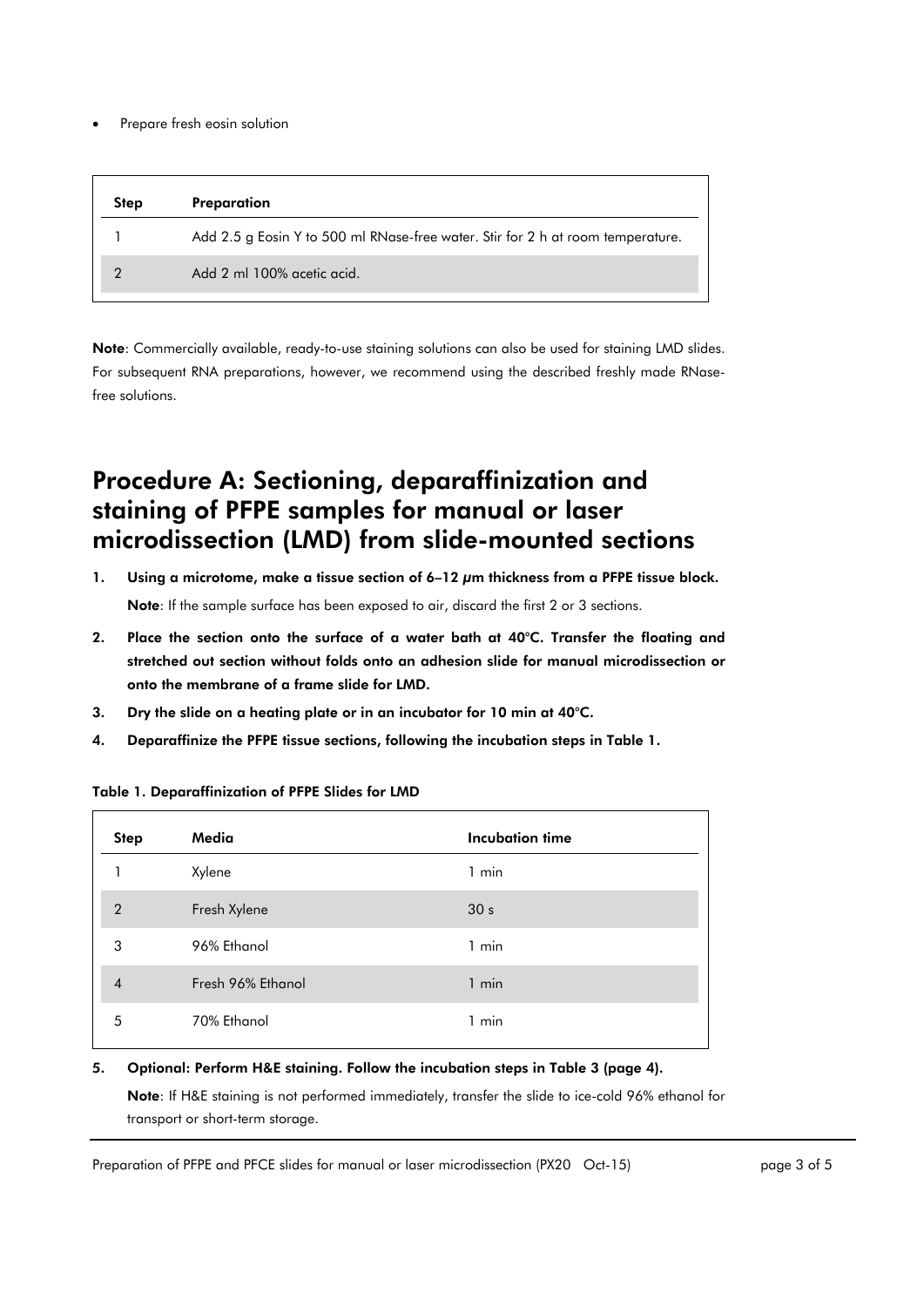- Prepare fresh eosin solution

| Step | Preparation |
|---|---|
| 1 | Add 2.5 g Eosin Y to 500 ml RNase-free water. Stir for 2 h at room temperature. |
| 2 | Add 2 ml 100% acetic acid. |

**Note**: Commercially available, ready-to-use staining solutions can also be used for staining LMD slides. For subsequent RNA preparations, however, we recommend using the described freshly made RNase-free solutions.

# Procedure A: Sectioning, deparaffinization and staining of PFPE samples for manual or laser microdissection (LMD) from slide-mounted sections

1. **Using a microtome, make a tissue section of 6–12 µm thickness from a PFPE tissue block.**

   **Note**: If the sample surface has been exposed to air, discard the first 2 or 3 sections.

2. **Place the section onto the surface of a water bath at 40°C. Transfer the floating and stretched out section without folds onto an adhesion slide for manual microdissection or onto the membrane of a frame slide for LMD.**
3. **Dry the slide on a heating plate or in an incubator for 10 min at 40°C.**
4. **Deparaffinize the PFPE tissue sections, following the incubation steps in Table 1.**

**Table 1. Deparaffinization of PFPE Slides for LMD**

| Step | Media | Incubation time |
|---|---|---|
| 1 | Xylene | 1 min |
| 2 | Fresh Xylene | 30 s |
| 3 | 96% Ethanol | 1 min |
| 4 | Fresh 96% Ethanol | 1 min |
| 5 | 70% Ethanol | 1 min |

5. **Optional: Perform H&E staining. Follow the incubation steps in Table 3 (page 4).**

   **Note**: If H&E staining is not performed immediately, transfer the slide to ice-cold 96% ethanol for transport or short-term storage.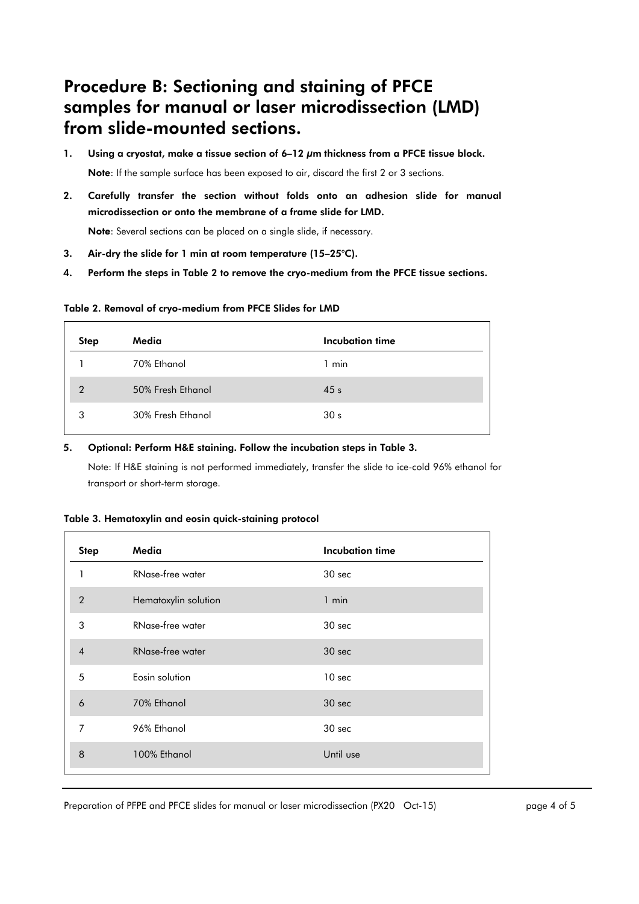## Procedure B: Sectioning and staining of PFCE samples for manual or laser microdissection (LMD) from slide-mounted sections.

1. **Using a cryostat, make a tissue section of 6–12 µm thickness from a PFCE tissue block.**

   **Note**: If the sample surface has been exposed to air, discard the first 2 or 3 sections.

2. **Carefully transfer the section without folds onto an adhesion slide for manual microdissection or onto the membrane of a frame slide for LMD.**

   **Note**: Several sections can be placed on a single slide, if necessary.

3. **Air-dry the slide for 1 min at room temperature (15–25°C).**

4. **Perform the steps in Table 2 to remove the cryo-medium from the PFCE tissue sections.**

**Table 2. Removal of cryo-medium from PFCE Slides for LMD**

| Step | Media | Incubation time |
|---|---|---|
| 1 | 70% Ethanol | 1 min |
| 2 | 50% Fresh Ethanol | 45 s |
| 3 | 30% Fresh Ethanol | 30 s |

5. **Optional: Perform H&E staining. Follow the incubation steps in Table 3.**

   Note: If H&E staining is not performed immediately, transfer the slide to ice-cold 96% ethanol for transport or short-term storage.

**Table 3. Hematoxylin and eosin quick-staining protocol**

| Step | Media | Incubation time |
|---|---|---|
| 1 | RNase-free water | 30 sec |
| 2 | Hematoxylin solution | 1 min |
| 3 | RNase-free water | 30 sec |
| 4 | RNase-free water | 30 sec |
| 5 | Eosin solution | 10 sec |
| 6 | 70% Ethanol | 30 sec |
| 7 | 96% Ethanol | 30 sec |
| 8 | 100% Ethanol | Until use |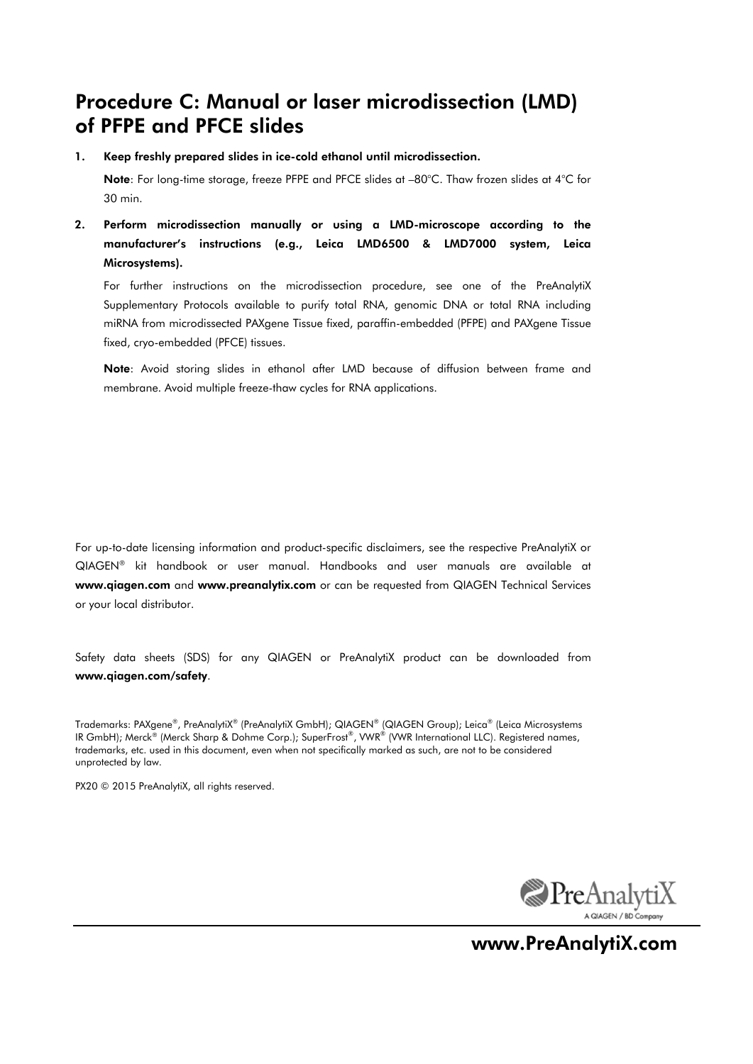## Procedure C: Manual or laser microdissection (LMD) of PFPE and PFCE slides

1. **Keep freshly prepared slides in ice-cold ethanol until microdissection.**

   **Note**: For long-time storage, freeze PFPE and PFCE slides at –80°C. Thaw frozen slides at 4°C for 30 min.

2. **Perform microdissection manually or using a LMD-microscope according to the manufacturer's instructions (e.g., Leica LMD6500 & LMD7000 system, Leica Microsystems).**

   For further instructions on the microdissection procedure, see one of the PreAnalytiX Supplementary Protocols available to purify total RNA, genomic DNA or total RNA including miRNA from microdissected PAXgene Tissue fixed, paraffin-embedded (PFPE) and PAXgene Tissue fixed, cryo-embedded (PFCE) tissues.

   **Note**: Avoid storing slides in ethanol after LMD because of diffusion between frame and membrane. Avoid multiple freeze-thaw cycles for RNA applications.

For up-to-date licensing information and product-specific disclaimers, see the respective PreAnalytiX or QIAGEN® kit handbook or user manual. Handbooks and user manuals are available at **www.qiagen.com** and **www.preanalytix.com** or can be requested from QIAGEN Technical Services or your local distributor.

Safety data sheets (SDS) for any QIAGEN or PreAnalytiX product can be downloaded from **www.qiagen.com/safety**.

Trademarks: PAXgene®, PreAnalytiX® (PreAnalytiX GmbH); QIAGEN® (QIAGEN Group); Leica® (Leica Microsystems IR GmbH); Merck® (Merck Sharp & Dohme Corp.); SuperFrost®, VWR® (VWR International LLC). Registered names, trademarks, etc. used in this document, even when not specifically marked as such, are not to be considered unprotected by law.

PX20 © 2015 PreAnalytiX, all rights reserved.

PreAnalytiX
A QIAGEN / BD Company

**www.PreAnalytiX.com**